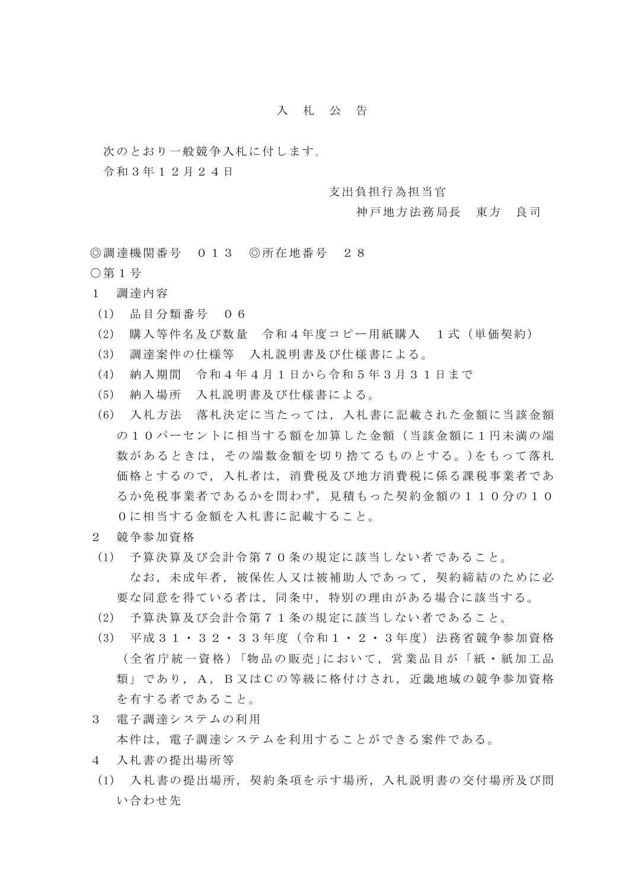# 入 札 公 告

次のとおり一般競争入札に付します。

令和３年１２月２４日

支出負担行為担当官
神戸地方法務局長　東方　良司

◎調達機関番号　０１３　◎所在地番号　２８

○第１号

１　調達内容

(1)　品目分類番号　０６

(2)　購入等件名及び数量　令和４年度コピー用紙購入　１式（単価契約）

(3)　調達案件の仕様等　入札説明書及び仕様書による。

(4)　納入期間　令和４年４月１日から令和５年３月３１日まで

(5)　納入場所　入札説明書及び仕様書による。

(6)　入札方法　落札決定に当たっては，入札書に記載された金額に当該金額の１０パーセントに相当する額を加算した金額（当該金額に１円未満の端数があるときは，その端数金額を切り捨てるものとする。)をもって落札価格とするので，入札者は，消費税及び地方消費税に係る課税事業者であるか免税事業者であるかを問わず，見積もった契約金額の１１０分の１００に相当する金額を入札書に記載すること。

２　競争参加資格

(1)　予算決算及び会計令第７０条の規定に該当しない者であること。
　なお，未成年者，被保佐人又は被補助人であって，契約締結のために必要な同意を得ている者は，同条中，特別の理由がある場合に該当する。

(2)　予算決算及び会計令第７１条の規定に該当しない者であること。

(3)　平成３１・３２・３３年度（令和１・２・３年度）法務省競争参加資格（全省庁統一資格）「物品の販売」において，営業品目が「紙・紙加工品類」であり，Ａ，Ｂ又はＣの等級に格付けされ，近畿地域の競争参加資格を有する者であること。

３　電子調達システムの利用
　本件は，電子調達システムを利用することができる案件である。

４　入札書の提出場所等

(1)　入札書の提出場所，契約条項を示す場所，入札説明書の交付場所及び問い合わせ先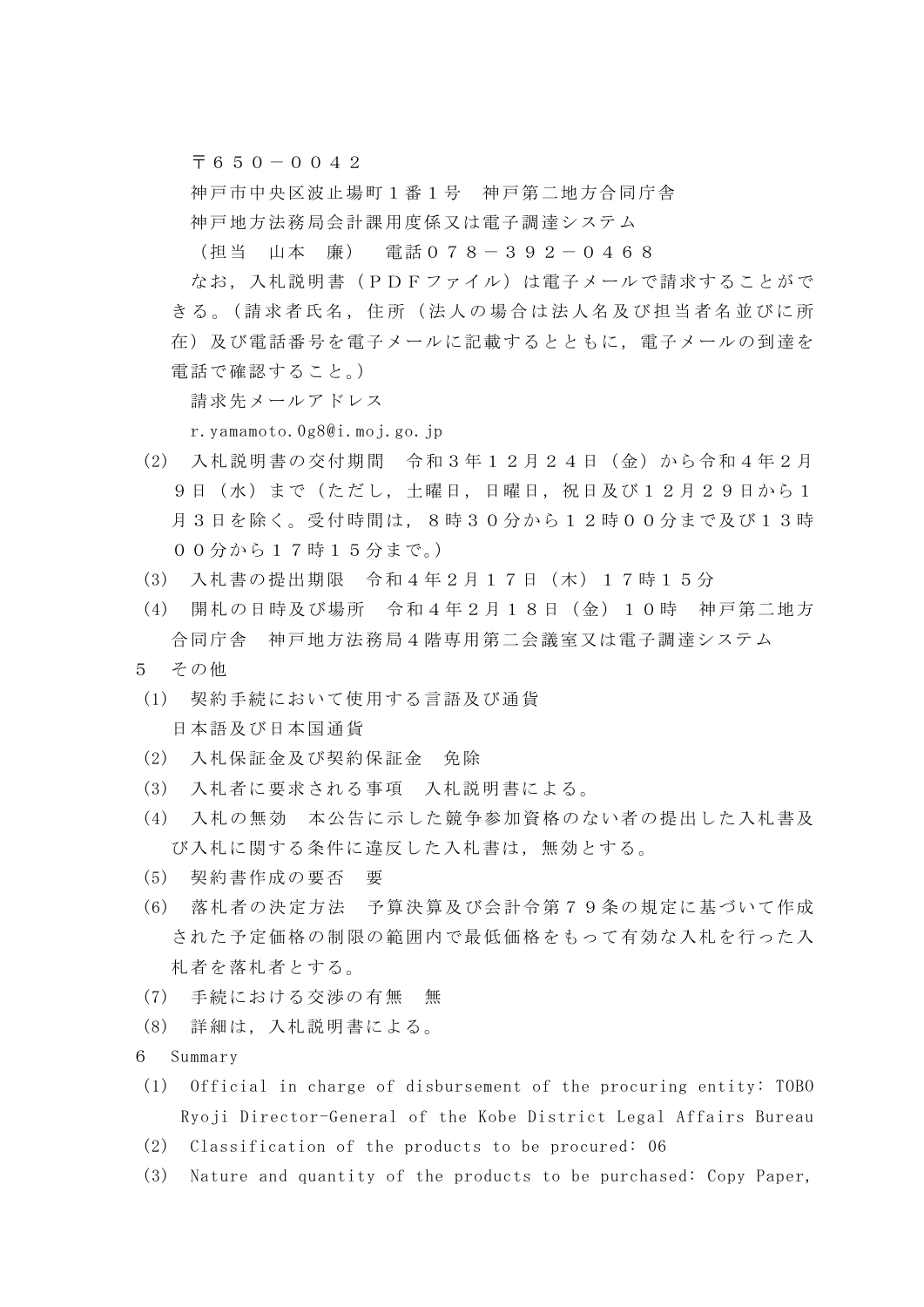〒６５０－００４２

神戸市中央区波止場町１番１号　神戸第二地方合同庁舎

神戸地方法務局会計課用度係又は電子調達システム

（担当　山本　廉）　電話０７８－３９２－０４６８

なお，入札説明書（ＰＤＦファイル）は電子メールで請求することができる。（請求者氏名，住所（法人の場合は法人名及び担当者名並びに所在）及び電話番号を電子メールに記載するとともに，電子メールの到達を電話で確認すること。）

請求先メールアドレス

r.yamamoto.0g8@i.moj.go.jp

(2)　入札説明書の交付期間　令和３年１２月２４日（金）から令和４年２月９日（水）まで（ただし，土曜日，日曜日，祝日及び１２月２９日から１月３日を除く。受付時間は，８時３０分から１２時００分まで及び１３時００分から１７時１５分まで。）

(3)　入札書の提出期限　令和４年２月１７日（木）１７時１５分

(4)　開札の日時及び場所　令和４年２月１８日（金）１０時　神戸第二地方合同庁舎　神戸地方法務局４階専用第二会議室又は電子調達システム

５　その他

(1)　契約手続において使用する言語及び通貨

日本語及び日本国通貨

(2)　入札保証金及び契約保証金　免除

(3)　入札者に要求される事項　入札説明書による。

(4)　入札の無効　本公告に示した競争参加資格のない者の提出した入札書及び入札に関する条件に違反した入札書は，無効とする。

(5)　契約書作成の要否　要

(6)　落札者の決定方法　予算決算及び会計令第７９条の規定に基づいて作成された予定価格の制限の範囲内で最低価格をもって有効な入札を行った入札者を落札者とする。

(7)　手続における交渉の有無　無

(8)　詳細は，入札説明書による。

６　Summary

(1)　Official in charge of disbursement of the procuring entity: TOBO Ryoji Director-General of the Kobe District Legal Affairs Bureau

(2)　Classification of the products to be procured: 06

(3)　Nature and quantity of the products to be purchased: Copy Paper,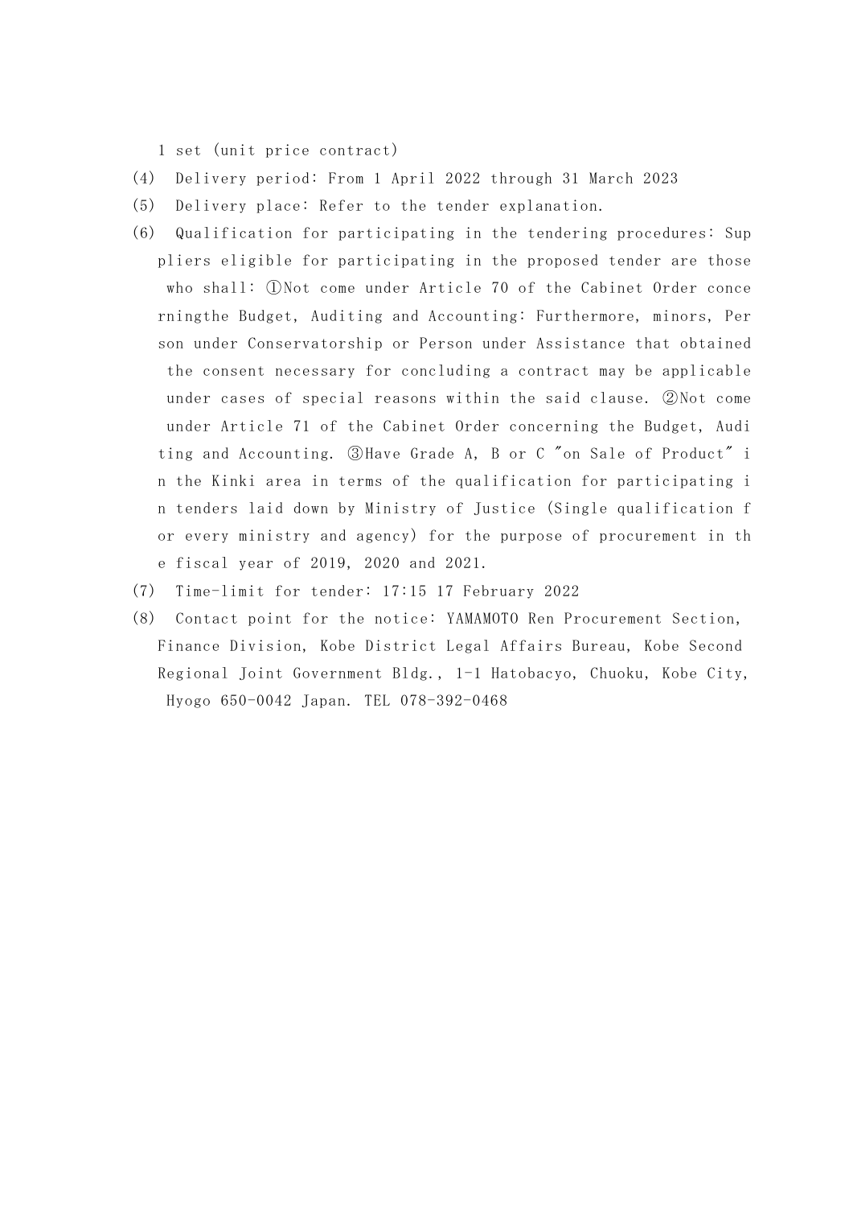1 set (unit price contract)

(4) Delivery period: From 1 April 2022 through 31 March 2023

(5) Delivery place: Refer to the tender explanation.

(6) Qualification for participating in the tendering procedures: Suppliers eligible for participating in the proposed tender are those who shall: ①Not come under Article 70 of the Cabinet Order concerningthe Budget, Auditing and Accounting: Furthermore, minors, Person under Conservatorship or Person under Assistance that obtained the consent necessary for concluding a contract may be applicable under cases of special reasons within the said clause. ②Not come under Article 71 of the Cabinet Order concerning the Budget, Auditing and Accounting. ③Have Grade A, B or C "on Sale of Product" in the Kinki area in terms of the qualification for participating in tenders laid down by Ministry of Justice (Single qualification for every ministry and agency) for the purpose of procurement in the fiscal year of 2019, 2020 and 2021.

(7) Time-limit for tender: 17:15 17 February 2022

(8) Contact point for the notice: YAMAMOTO Ren Procurement Section, Finance Division, Kobe District Legal Affairs Bureau, Kobe Second Regional Joint Government Bldg., 1-1 Hatobacyo, Chuoku, Kobe City, Hyogo 650-0042 Japan. TEL 078-392-0468